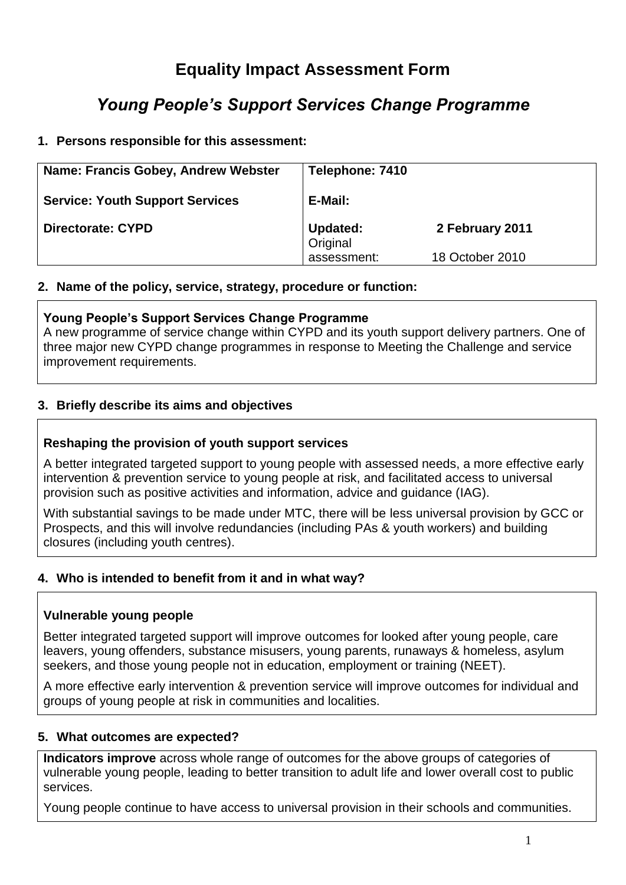# Equality Impact Assessment Form

## *Young People's Support Services Change Programme*

**1. Persons responsible for this assessment:**

| **Name: Francis Gobey, Andrew Webster** | **Telephone: 7410** | |
|---|---|---|
| **Service: Youth Support Services** | **E-Mail:** | |
| **Directorate: CYPD** | **Updated:** | **2 February 2011** |
| | Original assessment: | 18 October 2010 |

**2. Name of the policy, service, strategy, procedure or function:**

**Young People's Support Services Change Programme**
A new programme of service change within CYPD and its youth support delivery partners. One of three major new CYPD change programmes in response to Meeting the Challenge and service improvement requirements.

**3. Briefly describe its aims and objectives**

**Reshaping the provision of youth support services**

A better integrated targeted support to young people with assessed needs, a more effective early intervention & prevention service to young people at risk, and facilitated access to universal provision such as positive activities and information, advice and guidance (IAG).

With substantial savings to be made under MTC, there will be less universal provision by GCC or Prospects, and this will involve redundancies (including PAs & youth workers) and building closures (including youth centres).

**4. Who is intended to benefit from it and in what way?**

**Vulnerable young people**

Better integrated targeted support will improve outcomes for looked after young people, care leavers, young offenders, substance misusers, young parents, runaways & homeless, asylum seekers, and those young people not in education, employment or training (NEET).

A more effective early intervention & prevention service will improve outcomes for individual and groups of young people at risk in communities and localities.

**5. What outcomes are expected?**

**Indicators improve** across whole range of outcomes for the above groups of categories of vulnerable young people, leading to better transition to adult life and lower overall cost to public services.

Young people continue to have access to universal provision in their schools and communities.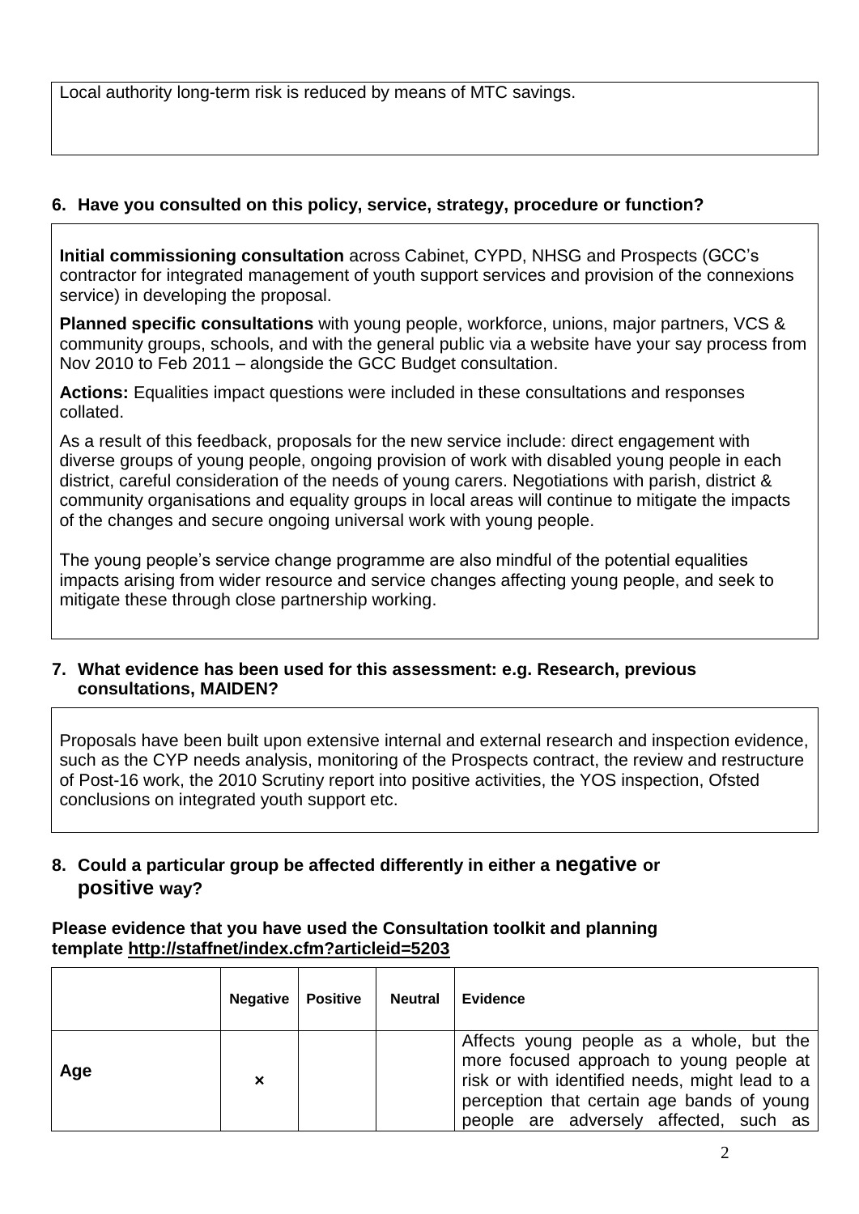Local authority long-term risk is reduced by means of MTC savings.

## 6. Have you consulted on this policy, service, strategy, procedure or function?

**Initial commissioning consultation** across Cabinet, CYPD, NHSG and Prospects (GCC's contractor for integrated management of youth support services and provision of the connexions service) in developing the proposal.

**Planned specific consultations** with young people, workforce, unions, major partners, VCS & community groups, schools, and with the general public via a website have your say process from Nov 2010 to Feb 2011 – alongside the GCC Budget consultation.

**Actions:** Equalities impact questions were included in these consultations and responses collated.

As a result of this feedback, proposals for the new service include: direct engagement with diverse groups of young people, ongoing provision of work with disabled young people in each district, careful consideration of the needs of young carers. Negotiations with parish, district & community organisations and equality groups in local areas will continue to mitigate the impacts of the changes and secure ongoing universal work with young people.

The young people's service change programme are also mindful of the potential equalities impacts arising from wider resource and service changes affecting young people, and seek to mitigate these through close partnership working.

## 7. What evidence has been used for this assessment: e.g. Research, previous consultations, MAIDEN?

Proposals have been built upon extensive internal and external research and inspection evidence, such as the CYP needs analysis, monitoring of the Prospects contract, the review and restructure of Post-16 work, the 2010 Scrutiny report into positive activities, the YOS inspection, Ofsted conclusions on integrated youth support etc.

## 8. Could a particular group be affected differently in either a negative or positive way?

**Please evidence that you have used the Consultation toolkit and planning template http://staffnet/index.cfm?articleid=5203**

| | Negative | Positive | Neutral | Evidence |
|---|---|---|---|---|
| **Age** | × | | | Affects young people as a whole, but the more focused approach to young people at risk or with identified needs, might lead to a perception that certain age bands of young people are adversely affected, such as |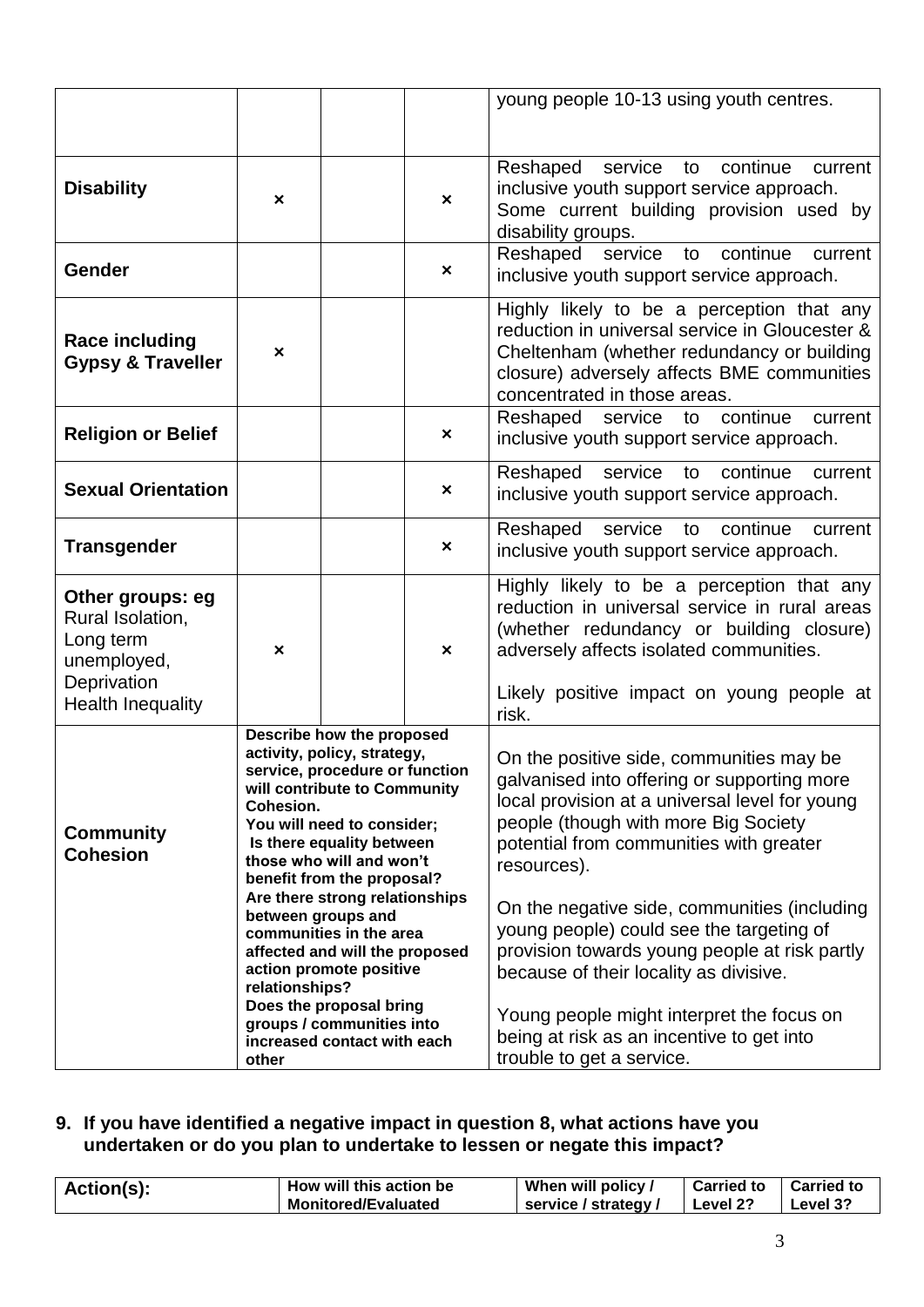| | | | | |
|---|---|---|---|---|
| | | | | young people 10-13 using youth centres. |
| **Disability** | × | | × | Reshaped service to continue current inclusive youth support service approach. Some current building provision used by disability groups. |
| **Gender** | | | × | Reshaped service to continue current inclusive youth support service approach. |
| **Race including Gypsy & Traveller** | × | | | Highly likely to be a perception that any reduction in universal service in Gloucester & Cheltenham (whether redundancy or building closure) adversely affects BME communities concentrated in those areas. |
| **Religion or Belief** | | | × | Reshaped service to continue current inclusive youth support service approach. |
| **Sexual Orientation** | | | × | Reshaped service to continue current inclusive youth support service approach. |
| **Transgender** | | | × | Reshaped service to continue current inclusive youth support service approach. |
| **Other groups: eg** Rural Isolation, Long term unemployed, Deprivation Health Inequality | × | | × | Highly likely to be a perception that any reduction in universal service in rural areas (whether redundancy or building closure) adversely affects isolated communities.<br><br>Likely positive impact on young people at risk. |
| **Community Cohesion** | **Describe how the proposed activity, policy, strategy, service, procedure or function will contribute to Community Cohesion.<br>You will need to consider;<br>Is there equality between those who will and won't benefit from the proposal?<br>Are there strong relationships between groups and communities in the area affected and will the proposed action promote positive relationships?<br>Does the proposal bring groups / communities into increased contact with each other** | | | On the positive side, communities may be galvanised into offering or supporting more local provision at a universal level for young people (though with more Big Society potential from communities with greater resources).<br><br>On the negative side, communities (including young people) could see the targeting of provision towards young people at risk partly because of their locality as divisive.<br><br>Young people might interpret the focus on being at risk as an incentive to get into trouble to get a service. |

**9. If you have identified a negative impact in question 8, what actions have you undertaken or do you plan to undertake to lessen or negate this impact?**

| Action(s): | How will this action be Monitored/Evaluated | When will policy / service / strategy / | Carried to Level 2? | Carried to Level 3? |
|---|---|---|---|---|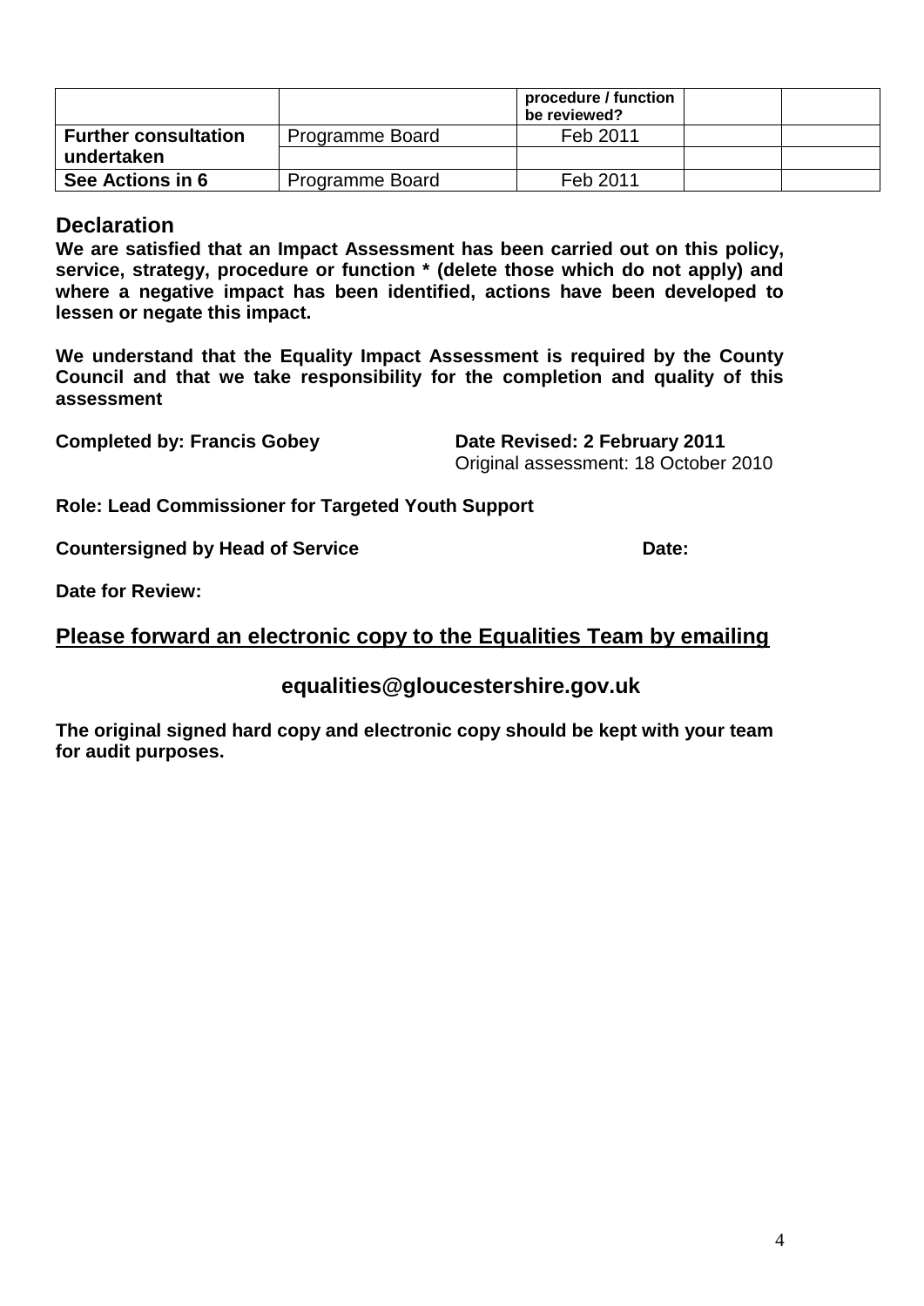| | | procedure / function be reviewed? | | |
|---|---|---|---|---|
| **Further consultation undertaken** | Programme Board | Feb 2011 | | |
| | | | | |
| **See Actions in 6** | Programme Board | Feb 2011 | | |

## Declaration

**We are satisfied that an Impact Assessment has been carried out on this policy, service, strategy, procedure or function * (delete those which do not apply) and where a negative impact has been identified, actions have been developed to lessen or negate this impact.**

**We understand that the Equality Impact Assessment is required by the County Council and that we take responsibility for the completion and quality of this assessment**

**Completed by: Francis Gobey** **Date Revised: 2 February 2011**
Original assessment: 18 October 2010

**Role: Lead Commissioner for Targeted Youth Support**

**Countersigned by Head of Service** **Date:**

**Date for Review:**

## Please forward an electronic copy to the Equalities Team by emailing

**equalities@gloucestershire.gov.uk**

**The original signed hard copy and electronic copy should be kept with your team for audit purposes.**